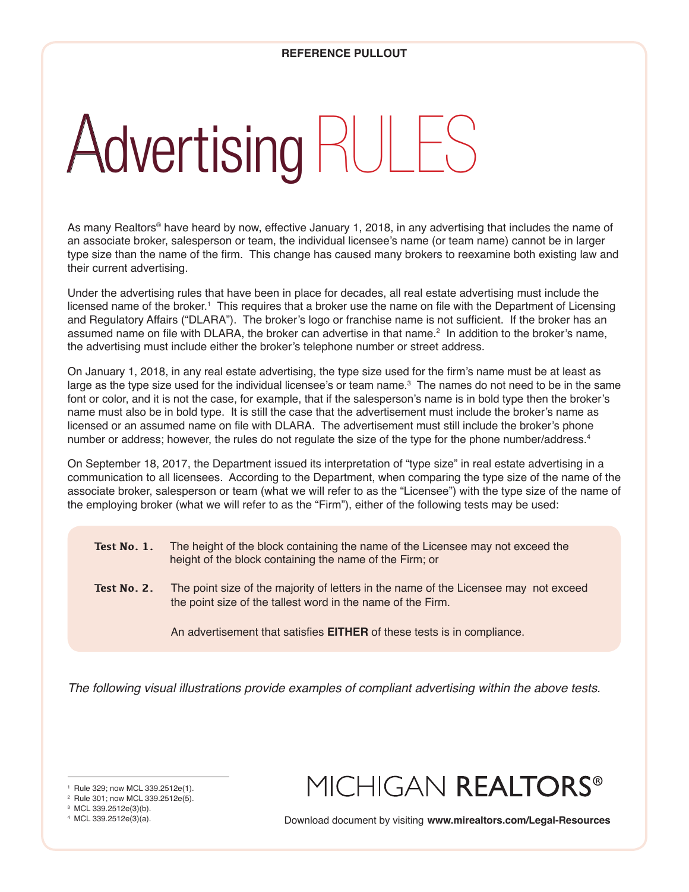REFERENCE PULLOUT

# Advertising RULES

As many Realtors® have heard by now, effective January 1, 2018, in any advertising that includes the name of an associate broker, salesperson or team, the individual licensee's name (or team name) cannot be in larger type size than the name of the firm. This change has caused many brokers to reexamine both existing law and their current advertising.

Under the advertising rules that have been in place for decades, all real estate advertising must include the licensed name of the broker.[1] This requires that a broker use the name on file with the Department of Licensing and Regulatory Affairs ("DLARA"). The broker's logo or franchise name is not sufficient. If the broker has an assumed name on file with DLARA, the broker can advertise in that name.[2] In addition to the broker's name, the advertising must include either the broker's telephone number or street address.

On January 1, 2018, in any real estate advertising, the type size used for the firm's name must be at least as large as the type size used for the individual licensee's or team name.[3] The names do not need to be in the same font or color, and it is not the case, for example, that if the salesperson's name is in bold type then the broker's name must also be in bold type. It is still the case that the advertisement must include the broker's name as licensed or an assumed name on file with DLARA. The advertisement must still include the broker's phone number or address; however, the rules do not regulate the size of the type for the phone number/address.[4]

On September 18, 2017, the Department issued its interpretation of "type size" in real estate advertising in a communication to all licensees. According to the Department, when comparing the type size of the name of the associate broker, salesperson or team (what we will refer to as the "Licensee") with the type size of the name of the employing broker (what we will refer to as the "Firm"), either of the following tests may be used:

**Test No. 1.** The height of the block containing the name of the Licensee may not exceed the height of the block containing the name of the Firm; or

**Test No. 2.** The point size of the majority of letters in the name of the Licensee may not exceed the point size of the tallest word in the name of the Firm.

An advertisement that satisfies **EITHER** of these tests is in compliance.

*The following visual illustrations provide examples of compliant advertising within the above tests.*

---

[1] Rule 329; now MCL 339.2512e(1).
[2] Rule 301; now MCL 339.2512e(5).
[3] MCL 339.2512e(3)(b).
[4] MCL 339.2512e(3)(a).

MICHIGAN **REALTORS®**

Download document by visiting **www.mirealtors.com/Legal-Resources**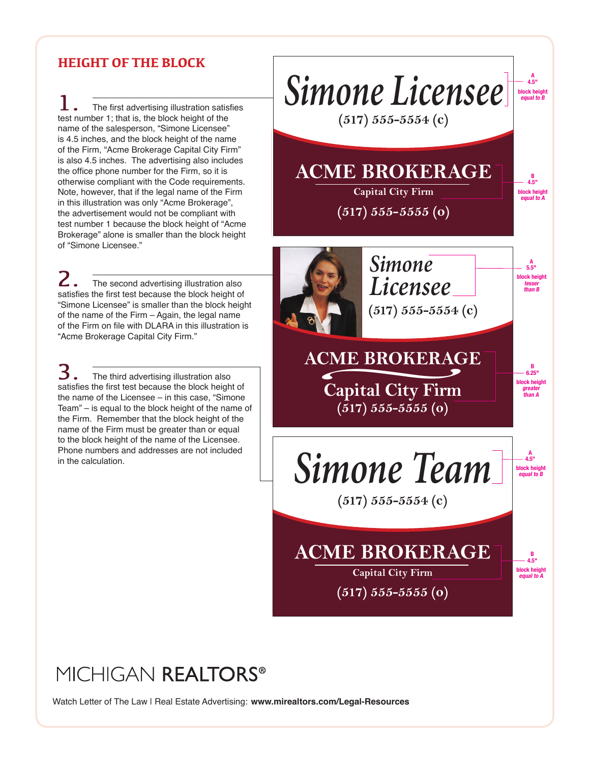## HEIGHT OF THE BLOCK

**1.** The first advertising illustration satisfies test number 1; that is, the block height of the name of the salesperson, "Simone Licensee" is 4.5 inches, and the block height of the name of the Firm, "Acme Brokerage Capital City Firm" is also 4.5 inches. The advertising also includes the office phone number for the Firm, so it is otherwise compliant with the Code requirements. Note, however, that if the legal name of the Firm in this illustration was only "Acme Brokerage", the advertisement would not be compliant with test number 1 because the block height of "Acme Brokerage" alone is smaller than the block height of "Simone Licensee."

**2.** The second advertising illustration also satisfies the first test because the block height of "Simone Licensee" is smaller than the block height of the name of the Firm – Again, the legal name of the Firm on file with DLARA in this illustration is "Acme Brokerage Capital City Firm."

**3.** The third advertising illustration also satisfies the first test because the block height of the name of the Licensee – in this case, "Simone Team" – is equal to the block height of the name of the Firm. Remember that the block height of the name of the Firm must be greater than or equal to the block height of the name of the Licensee. Phone numbers and addresses are not included in the calculation.

Simone Licensee
(517) 555-5554 (c)
ACME BROKERAGE
Capital City Firm
(517) 555-5555 (o)

A 4.5" block height *equal to B*
B 4.5" block height *equal to A*

Simone Licensee
(517) 555-5554 (c)
ACME BROKERAGE
Capital City Firm
(517) 555-5555 (o)

A 5.5" block height *lesser than B*
B 6.25" block height *greater than A*

Simone Team
(517) 555-5554 (c)
ACME BROKERAGE
Capital City Firm
(517) 555-5555 (o)

A 4.5" block height *equal to B*
B 4.5" block height *equal to A*

MICHIGAN **REALTORS**®

Watch Letter of The Law | Real Estate Advertising: **www.mirealtors.com/Legal-Resources**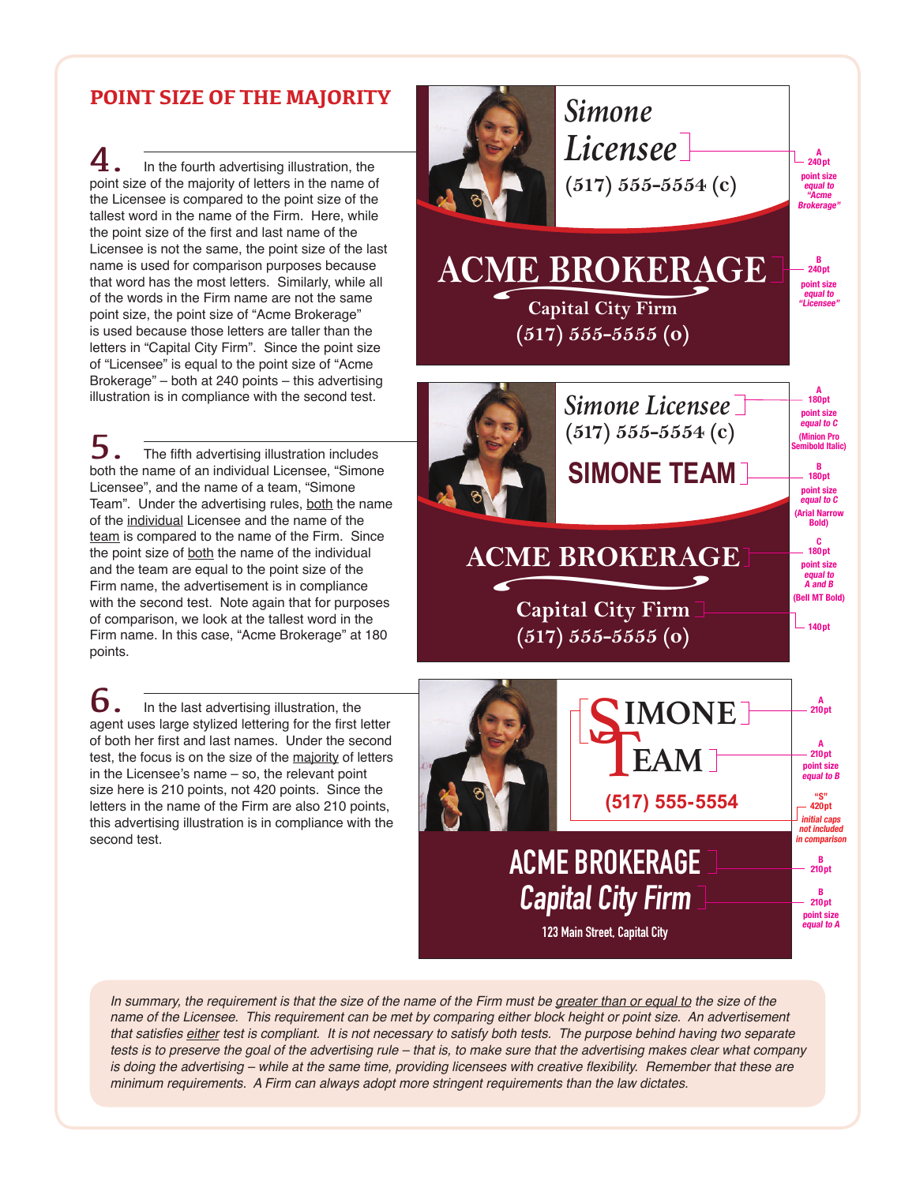## POINT SIZE OF THE MAJORITY

**4.** In the fourth advertising illustration, the point size of the majority of letters in the name of the Licensee is compared to the point size of the tallest word in the name of the Firm. Here, while the point size of the first and last name of the Licensee is not the same, the point size of the last name is used for comparison purposes because that word has the most letters. Similarly, while all of the words in the Firm name are not the same point size, the point size of "Acme Brokerage" is used because those letters are taller than the letters in "Capital City Firm". Since the point size of "Licensee" is equal to the point size of "Acme Brokerage" – both at 240 points – this advertising illustration is in compliance with the second test.

Simone
Licensee
(517) 555-5554 (c)
ACME BROKERAGE
Capital City Firm
(517) 555-5555 (o)

A
240pt
point size *equal to "Acme Brokerage"*

B
240pt
point size *equal to "Licensee"*

**5.** The fifth advertising illustration includes both the name of an individual Licensee, "Simone Licensee", and the name of a team, "Simone Team". Under the advertising rules, both the name of the individual Licensee and the name of the team is compared to the name of the Firm. Since the point size of both the name of the individual and the team are equal to the point size of the Firm name, the advertisement is in compliance with the second test. Note again that for purposes of comparison, we look at the tallest word in the Firm name. In this case, "Acme Brokerage" at 180 points.

Simone Licensee
(517) 555-5554 (c)
SIMONE TEAM
ACME BROKERAGE
Capital City Firm
(517) 555-5555 (o)

A
180pt
point size *equal to C*
(Minion Pro Semibold Italic)

B
180pt
point size *equal to C*
(Arial Narrow Bold)

C
180pt
point size *equal to A and B*
(Bell MT Bold)

140pt

**6.** In the last advertising illustration, the agent uses large stylized lettering for the first letter of both her first and last names. Under the second test, the focus is on the size of the majority of letters in the Licensee's name – so, the relevant point size here is 210 points, not 420 points. Since the letters in the name of the Firm are also 210 points, this advertising illustration is in compliance with the second test.

SIMONE
TEAM
(517) 555-5554
ACME BROKERAGE
Capital City Firm
123 Main Street, Capital City

A
210pt

A
210pt
point size *equal to B*

"S"
420pt
*initial caps not included in comparison*

B
210pt

B
210pt
point size *equal to A*

*In summary, the requirement is that the size of the name of the Firm must be greater than or equal to the size of the name of the Licensee. This requirement can be met by comparing either block height or point size. An advertisement that satisfies either test is compliant. It is not necessary to satisfy both tests. The purpose behind having two separate tests is to preserve the goal of the advertising rule – that is, to make sure that the advertising makes clear what company is doing the advertising – while at the same time, providing licensees with creative flexibility. Remember that these are minimum requirements. A Firm can always adopt more stringent requirements than the law dictates.*